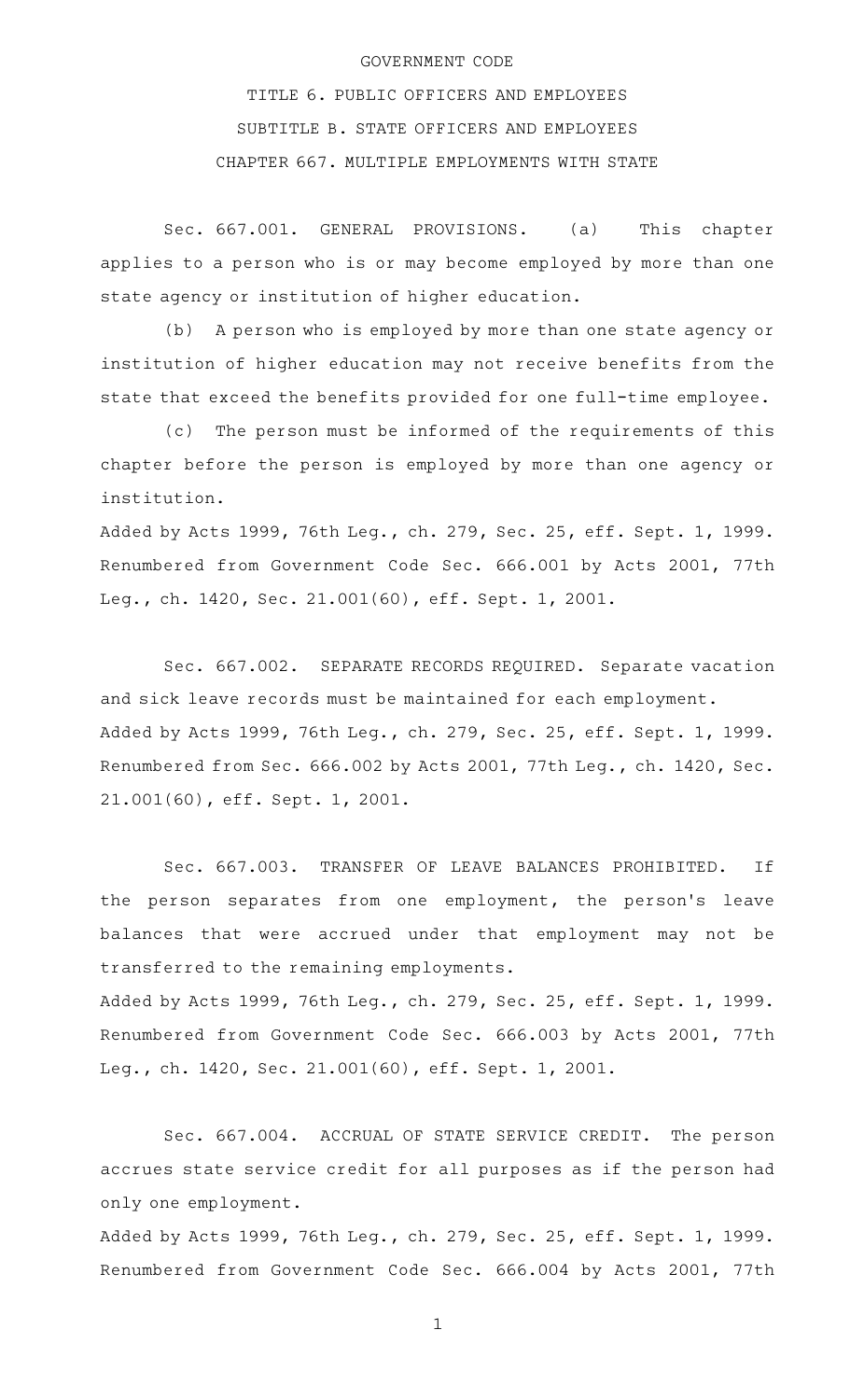# GOVERNMENT CODE

## TITLE 6. PUBLIC OFFICERS AND EMPLOYEES

## SUBTITLE B. STATE OFFICERS AND EMPLOYEES

## CHAPTER 667. MULTIPLE EMPLOYMENTS WITH STATE

Sec. 667.001. GENERAL PROVISIONS. (a) This chapter applies to a person who is or may become employed by more than one state agency or institution of higher education.

(b) A person who is employed by more than one state agency or institution of higher education may not receive benefits from the state that exceed the benefits provided for one full-time employee.

(c) The person must be informed of the requirements of this chapter before the person is employed by more than one agency or institution.

Added by Acts 1999, 76th Leg., ch. 279, Sec. 25, eff. Sept. 1, 1999. Renumbered from Government Code Sec. 666.001 by Acts 2001, 77th Leg., ch. 1420, Sec. 21.001(60), eff. Sept. 1, 2001.

Sec. 667.002. SEPARATE RECORDS REQUIRED. Separate vacation and sick leave records must be maintained for each employment.

Added by Acts 1999, 76th Leg., ch. 279, Sec. 25, eff. Sept. 1, 1999. Renumbered from Sec. 666.002 by Acts 2001, 77th Leg., ch. 1420, Sec. 21.001(60), eff. Sept. 1, 2001.

Sec. 667.003. TRANSFER OF LEAVE BALANCES PROHIBITED. If the person separates from one employment, the person's leave balances that were accrued under that employment may not be transferred to the remaining employments.

Added by Acts 1999, 76th Leg., ch. 279, Sec. 25, eff. Sept. 1, 1999. Renumbered from Government Code Sec. 666.003 by Acts 2001, 77th Leg., ch. 1420, Sec. 21.001(60), eff. Sept. 1, 2001.

Sec. 667.004. ACCRUAL OF STATE SERVICE CREDIT. The person accrues state service credit for all purposes as if the person had only one employment.

Added by Acts 1999, 76th Leg., ch. 279, Sec. 25, eff. Sept. 1, 1999. Renumbered from Government Code Sec. 666.004 by Acts 2001, 77th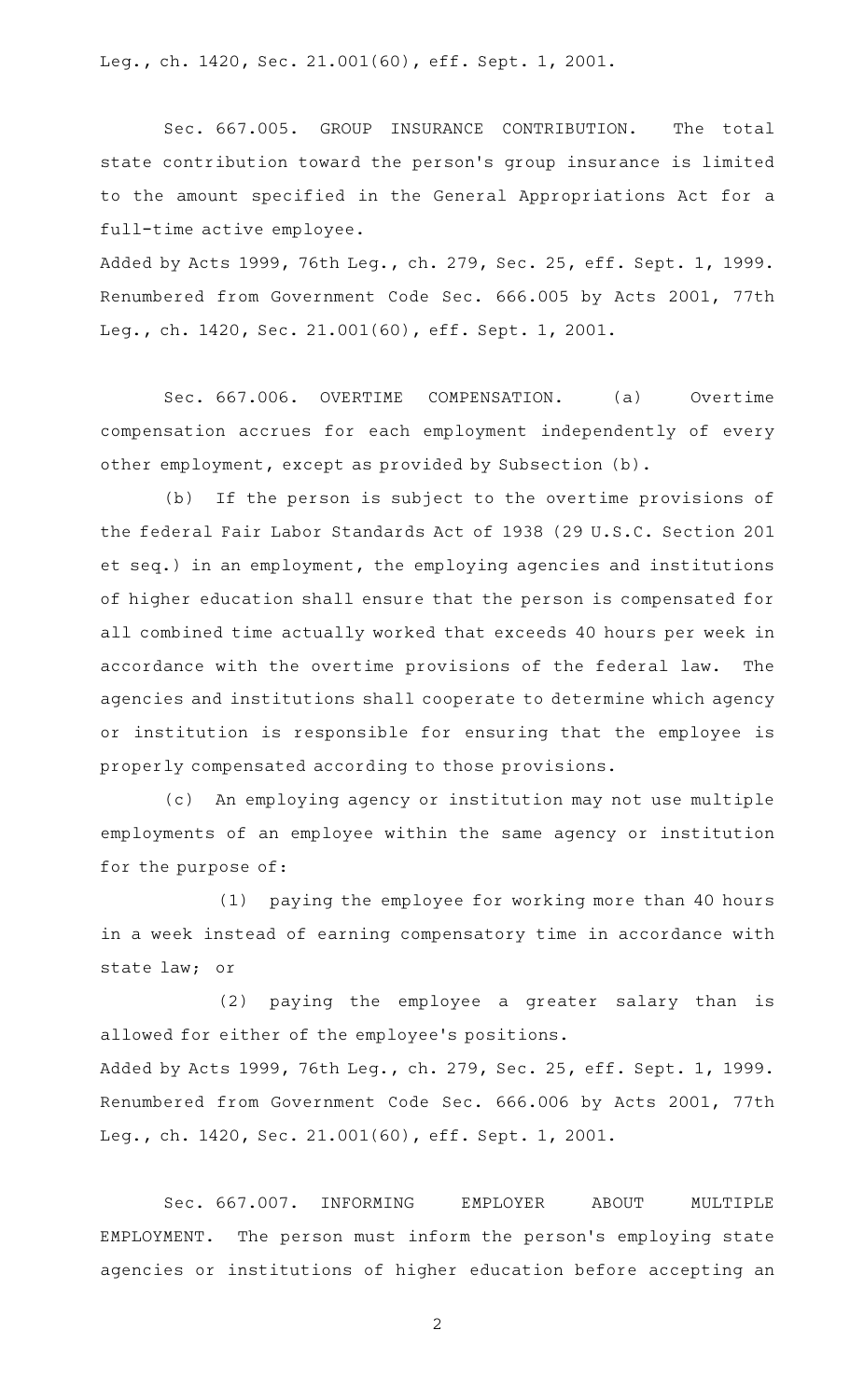Leg., ch. 1420, Sec. 21.001(60), eff. Sept. 1, 2001.

Sec. 667.005. GROUP INSURANCE CONTRIBUTION. The total state contribution toward the person's group insurance is limited to the amount specified in the General Appropriations Act for a full-time active employee.

Added by Acts 1999, 76th Leg., ch. 279, Sec. 25, eff. Sept. 1, 1999. Renumbered from Government Code Sec. 666.005 by Acts 2001, 77th Leg., ch. 1420, Sec. 21.001(60), eff. Sept. 1, 2001.

Sec. 667.006. OVERTIME COMPENSATION. (a) Overtime compensation accrues for each employment independently of every other employment, except as provided by Subsection (b).

(b) If the person is subject to the overtime provisions of the federal Fair Labor Standards Act of 1938 (29 U.S.C. Section 201 et seq.) in an employment, the employing agencies and institutions of higher education shall ensure that the person is compensated for all combined time actually worked that exceeds 40 hours per week in accordance with the overtime provisions of the federal law. The agencies and institutions shall cooperate to determine which agency or institution is responsible for ensuring that the employee is properly compensated according to those provisions.

(c) An employing agency or institution may not use multiple employments of an employee within the same agency or institution for the purpose of:

(1) paying the employee for working more than 40 hours in a week instead of earning compensatory time in accordance with state law; or

(2) paying the employee a greater salary than is allowed for either of the employee's positions.

Added by Acts 1999, 76th Leg., ch. 279, Sec. 25, eff. Sept. 1, 1999. Renumbered from Government Code Sec. 666.006 by Acts 2001, 77th Leg., ch. 1420, Sec. 21.001(60), eff. Sept. 1, 2001.

Sec. 667.007. INFORMING EMPLOYER ABOUT MULTIPLE EMPLOYMENT. The person must inform the person's employing state agencies or institutions of higher education before accepting an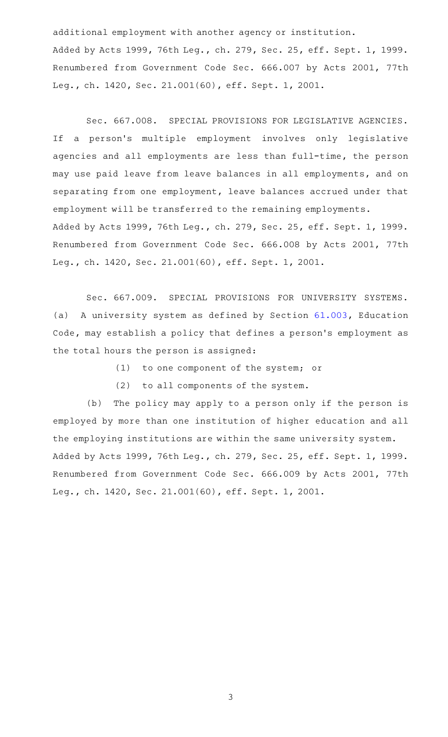additional employment with another agency or institution.

Added by Acts 1999, 76th Leg., ch. 279, Sec. 25, eff. Sept. 1, 1999. Renumbered from Government Code Sec. 666.007 by Acts 2001, 77th Leg., ch. 1420, Sec. 21.001(60), eff. Sept. 1, 2001.

Sec. 667.008. SPECIAL PROVISIONS FOR LEGISLATIVE AGENCIES. If a person's multiple employment involves only legislative agencies and all employments are less than full-time, the person may use paid leave from leave balances in all employments, and on separating from one employment, leave balances accrued under that employment will be transferred to the remaining employments.

Added by Acts 1999, 76th Leg., ch. 279, Sec. 25, eff. Sept. 1, 1999. Renumbered from Government Code Sec. 666.008 by Acts 2001, 77th Leg., ch. 1420, Sec. 21.001(60), eff. Sept. 1, 2001.

Sec. 667.009. SPECIAL PROVISIONS FOR UNIVERSITY SYSTEMS. (a) A university system as defined by Section 61.003, Education Code, may establish a policy that defines a person's employment as the total hours the person is assigned:

(1) to one component of the system; or

(2) to all components of the system.

(b) The policy may apply to a person only if the person is employed by more than one institution of higher education and all the employing institutions are within the same university system.

Added by Acts 1999, 76th Leg., ch. 279, Sec. 25, eff. Sept. 1, 1999. Renumbered from Government Code Sec. 666.009 by Acts 2001, 77th Leg., ch. 1420, Sec. 21.001(60), eff. Sept. 1, 2001.